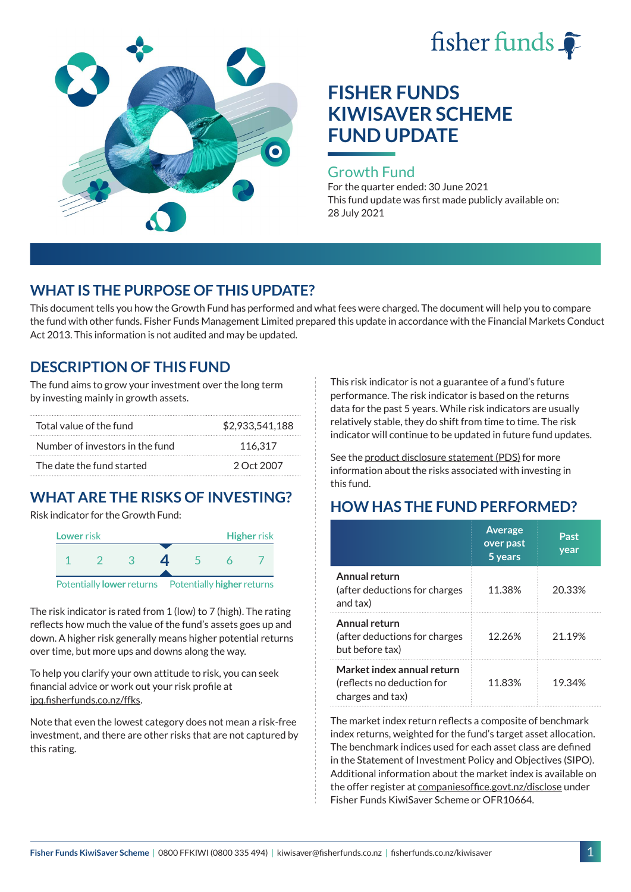# FISHER FUNDS KIWISAVER SCHEME FUND UPDATE

## Growth Fund

For the quarter ended: 30 June 2021

This fund update was first made publicly available on: 28 July 2021

## WHAT IS THE PURPOSE OF THIS UPDATE?

This document tells you how the Growth Fund has performed and what fees were charged. The document will help you to compare the fund with other funds. Fisher Funds Management Limited prepared this update in accordance with the Financial Markets Conduct Act 2013. This information is not audited and may be updated.

## DESCRIPTION OF THIS FUND

The fund aims to grow your investment over the long term by investing mainly in growth assets.

| | |
|---|---|
| Total value of the fund | $2,933,541,188 |
| Number of investors in the fund | 116,317 |
| The date the fund started | 2 Oct 2007 |

## WHAT ARE THE RISKS OF INVESTING?

Risk indicator for the Growth Fund:

| Lower risk | | | | | | Higher risk |
|---|---|---|---|---|---|---|
| 1 | 2 | 3 | **4** | 5 | 6 | 7 |

Potentially **lower** returns — Potentially **higher** returns

The risk indicator is rated from 1 (low) to 7 (high). The rating reflects how much the value of the fund's assets goes up and down. A higher risk generally means higher potential returns over time, but more ups and downs along the way.

To help you clarify your own attitude to risk, you can seek financial advice or work out your risk profile at ipq.fisherfunds.co.nz/ffks.

Note that even the lowest category does not mean a risk-free investment, and there are other risks that are not captured by this rating.

This risk indicator is not a guarantee of a fund's future performance. The risk indicator is based on the returns data for the past 5 years. While risk indicators are usually relatively stable, they do shift from time to time. The risk indicator will continue to be updated in future fund updates.

See the product disclosure statement (PDS) for more information about the risks associated with investing in this fund.

## HOW HAS THE FUND PERFORMED?

| | Average over past 5 years | Past year |
|---|---|---|
| **Annual return** (after deductions for charges and tax) | 11.38% | 20.33% |
| **Annual return** (after deductions for charges but before tax) | 12.26% | 21.19% |
| **Market index annual return** (reflects no deduction for charges and tax) | 11.83% | 19.34% |

The market index return reflects a composite of benchmark index returns, weighted for the fund's target asset allocation. The benchmark indices used for each asset class are defined in the Statement of Investment Policy and Objectives (SIPO). Additional information about the market index is available on the offer register at companiesoffice.govt.nz/disclose under Fisher Funds KiwiSaver Scheme or OFR10664.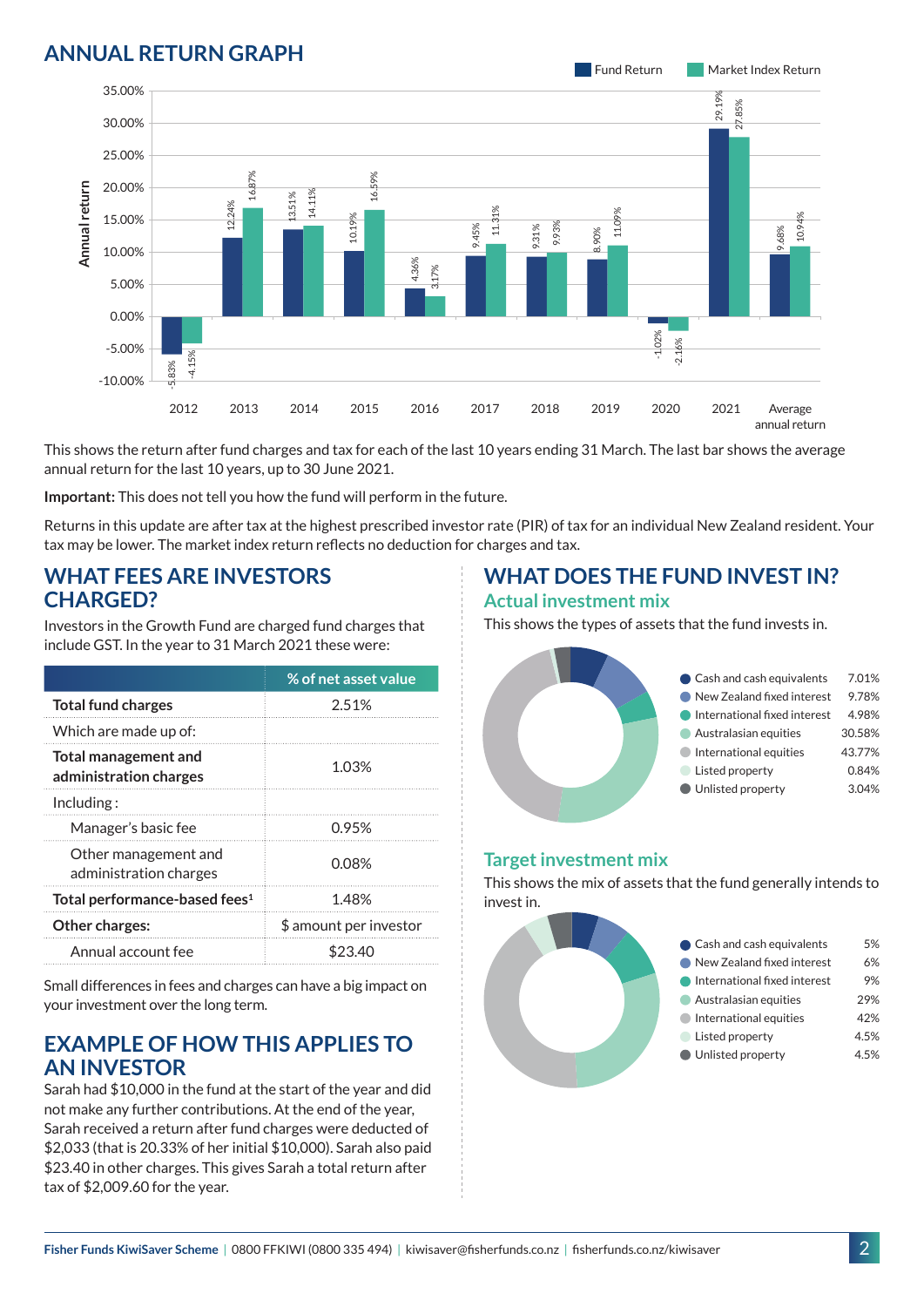## ANNUAL RETURN GRAPH

| Year | Fund Return | Market Index Return |
|---|---|---|
| 2012 | -5.83% | -4.15% |
| 2013 | 12.24% | 16.87% |
| 2014 | 13.51% | 14.11% |
| 2015 | 10.19% | 16.59% |
| 2016 | 4.36% | 3.17% |
| 2017 | 9.45% | 11.31% |
| 2018 | 9.31% | 9.93% |
| 2019 | 8.90% | 11.09% |
| 2020 | -1.02% | -2.16% |
| 2021 | 29.19% | 27.85% |
| Average annual return | 9.68% | 10.94% |

This shows the return after fund charges and tax for each of the last 10 years ending 31 March. The last bar shows the average annual return for the last 10 years, up to 30 June 2021.

**Important:** This does not tell you how the fund will perform in the future.

Returns in this update are after tax at the highest prescribed investor rate (PIR) of tax for an individual New Zealand resident. Your tax may be lower. The market index return reflects no deduction for charges and tax.

## WHAT FEES ARE INVESTORS CHARGED?

Investors in the Growth Fund are charged fund charges that include GST. In the year to 31 March 2021 these were:

| | % of net asset value |
|---|---|
| **Total fund charges** | 2.51% |
| Which are made up of: | |
| **Total management and administration charges** | 1.03% |
| Including : | |
| Manager's basic fee | 0.95% |
| Other management and administration charges | 0.08% |
| **Total performance-based fees**[1] | 1.48% |
| **Other charges:** | $ amount per investor |
| Annual account fee | $23.40 |

Small differences in fees and charges can have a big impact on your investment over the long term.

## EXAMPLE OF HOW THIS APPLIES TO AN INVESTOR

Sarah had $10,000 in the fund at the start of the year and did not make any further contributions. At the end of the year, Sarah received a return after fund charges were deducted of $2,033 (that is 20.33% of her initial $10,000). Sarah also paid $23.40 in other charges. This gives Sarah a total return after tax of $2,009.60 for the year.

## WHAT DOES THE FUND INVEST IN?

### Actual investment mix

This shows the types of assets that the fund invests in.

| Asset type | % |
|---|---|
| Cash and cash equivalents | 7.01% |
| New Zealand fixed interest | 9.78% |
| International fixed interest | 4.98% |
| Australasian equities | 30.58% |
| International equities | 43.77% |
| Listed property | 0.84% |
| Unlisted property | 3.04% |

### Target investment mix

This shows the mix of assets that the fund generally intends to invest in.

| Asset type | % |
|---|---|
| Cash and cash equivalents | 5% |
| New Zealand fixed interest | 6% |
| International fixed interest | 9% |
| Australasian equities | 29% |
| International equities | 42% |
| Listed property | 4.5% |
| Unlisted property | 4.5% |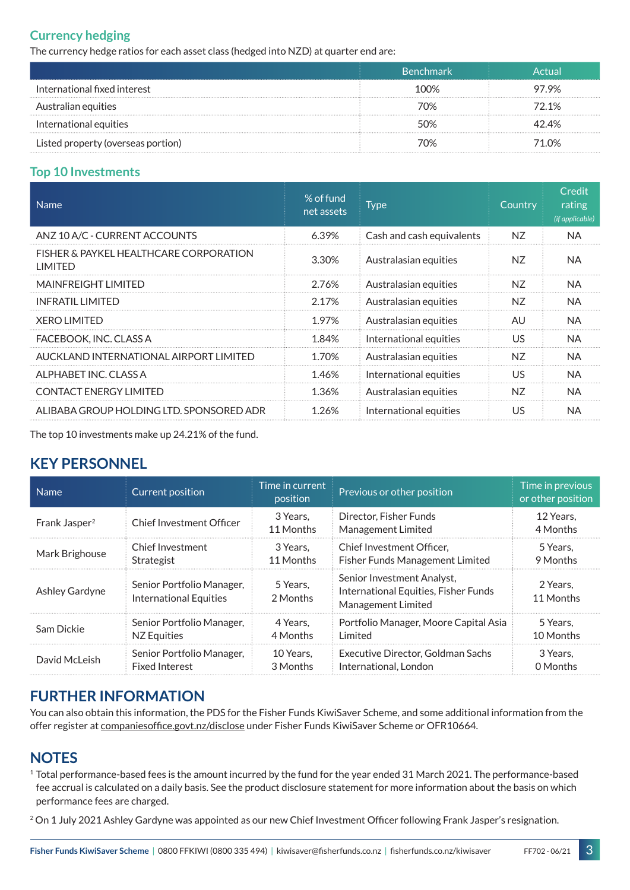## Currency hedging

The currency hedge ratios for each asset class (hedged into NZD) at quarter end are:

| | Benchmark | Actual |
|---|---|---|
| International fixed interest | 100% | 97.9% |
| Australian equities | 70% | 72.1% |
| International equities | 50% | 42.4% |
| Listed property (overseas portion) | 70% | 71.0% |

## Top 10 Investments

| Name | % of fund net assets | Type | Country | Credit rating *(if applicable)* |
|---|---|---|---|---|
| ANZ 10 A/C - CURRENT ACCOUNTS | 6.39% | Cash and cash equivalents | NZ | NA |
| FISHER & PAYKEL HEALTHCARE CORPORATION LIMITED | 3.30% | Australasian equities | NZ | NA |
| MAINFREIGHT LIMITED | 2.76% | Australasian equities | NZ | NA |
| INFRATIL LIMITED | 2.17% | Australasian equities | NZ | NA |
| XERO LIMITED | 1.97% | Australasian equities | AU | NA |
| FACEBOOK, INC. CLASS A | 1.84% | International equities | US | NA |
| AUCKLAND INTERNATIONAL AIRPORT LIMITED | 1.70% | Australasian equities | NZ | NA |
| ALPHABET INC. CLASS A | 1.46% | International equities | US | NA |
| CONTACT ENERGY LIMITED | 1.36% | Australasian equities | NZ | NA |
| ALIBABA GROUP HOLDING LTD. SPONSORED ADR | 1.26% | International equities | US | NA |

The top 10 investments make up 24.21% of the fund.

## KEY PERSONNEL

| Name | Current position | Time in current position | Previous or other position | Time in previous or other position |
|---|---|---|---|---|
| Frank Jasper[2] | Chief Investment Officer | 3 Years, 11 Months | Director, Fisher Funds Management Limited | 12 Years, 4 Months |
| Mark Brighouse | Chief Investment Strategist | 3 Years, 11 Months | Chief Investment Officer, Fisher Funds Management Limited | 5 Years, 9 Months |
| Ashley Gardyne | Senior Portfolio Manager, International Equities | 5 Years, 2 Months | Senior Investment Analyst, International Equities, Fisher Funds Management Limited | 2 Years, 11 Months |
| Sam Dickie | Senior Portfolio Manager, NZ Equities | 4 Years, 4 Months | Portfolio Manager, Moore Capital Asia Limited | 5 Years, 10 Months |
| David McLeish | Senior Portfolio Manager, Fixed Interest | 10 Years, 3 Months | Executive Director, Goldman Sachs International, London | 3 Years, 0 Months |

## FURTHER INFORMATION

You can also obtain this information, the PDS for the Fisher Funds KiwiSaver Scheme, and some additional information from the offer register at companiesoffice.govt.nz/disclose under Fisher Funds KiwiSaver Scheme or OFR10664.

## NOTES

[1] Total performance-based fees is the amount incurred by the fund for the year ended 31 March 2021. The performance-based fee accrual is calculated on a daily basis. See the product disclosure statement for more information about the basis on which performance fees are charged.

[2] On 1 July 2021 Ashley Gardyne was appointed as our new Chief Investment Officer following Frank Jasper's resignation.